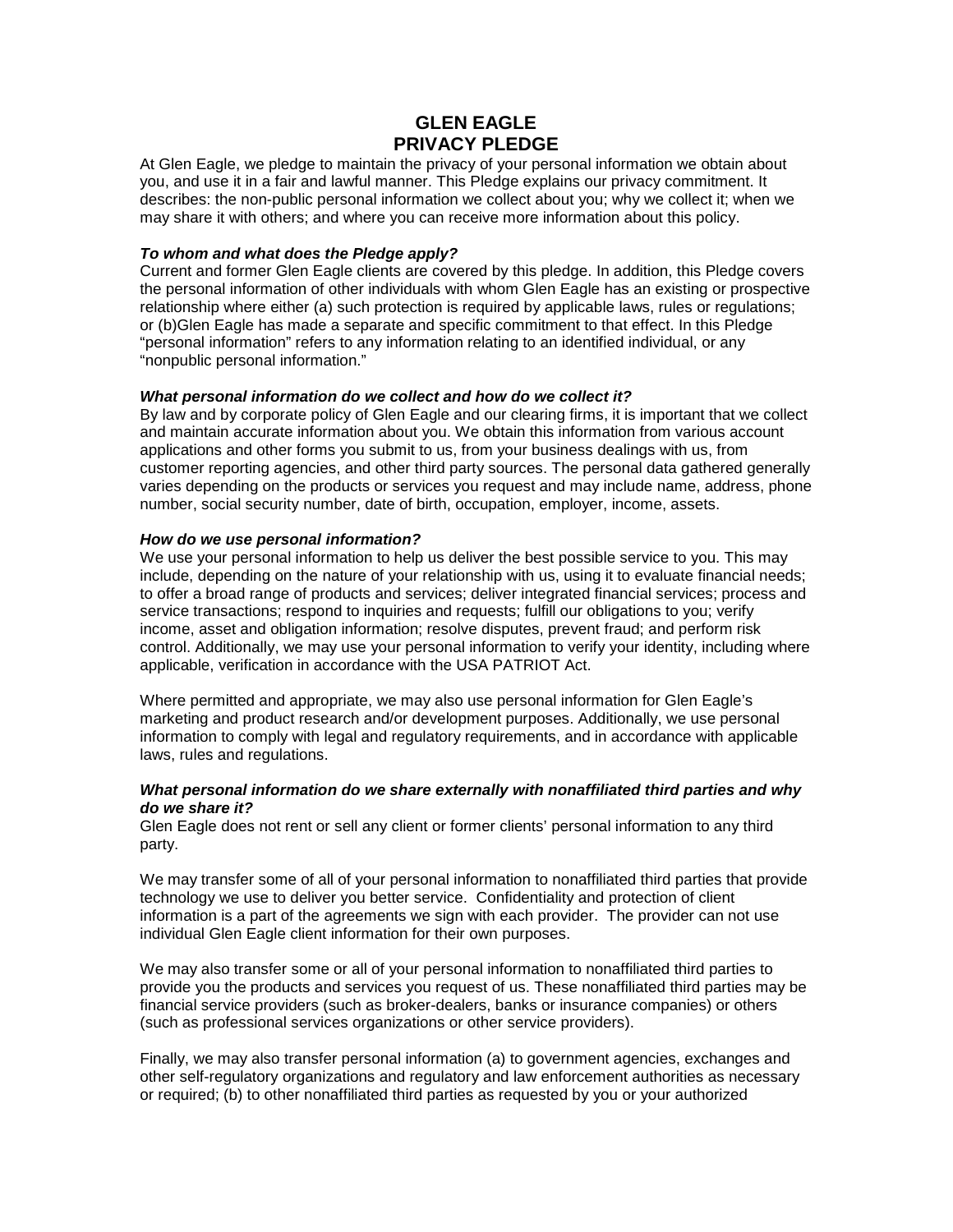# GLEN EAGLE
# PRIVACY PLEDGE

At Glen Eagle, we pledge to maintain the privacy of your personal information we obtain about you, and use it in a fair and lawful manner. This Pledge explains our privacy commitment. It describes: the non-public personal information we collect about you; why we collect it; when we may share it with others; and where you can receive more information about this policy.

***To whom and what does the Pledge apply?***

Current and former Glen Eagle clients are covered by this pledge. In addition, this Pledge covers the personal information of other individuals with whom Glen Eagle has an existing or prospective relationship where either (a) such protection is required by applicable laws, rules or regulations; or (b)Glen Eagle has made a separate and specific commitment to that effect. In this Pledge "personal information" refers to any information relating to an identified individual, or any "nonpublic personal information."

***What personal information do we collect and how do we collect it?***

By law and by corporate policy of Glen Eagle and our clearing firms, it is important that we collect and maintain accurate information about you. We obtain this information from various account applications and other forms you submit to us, from your business dealings with us, from customer reporting agencies, and other third party sources. The personal data gathered generally varies depending on the products or services you request and may include name, address, phone number, social security number, date of birth, occupation, employer, income, assets.

***How do we use personal information?***

We use your personal information to help us deliver the best possible service to you. This may include, depending on the nature of your relationship with us, using it to evaluate financial needs; to offer a broad range of products and services; deliver integrated financial services; process and service transactions; respond to inquiries and requests; fulfill our obligations to you; verify income, asset and obligation information; resolve disputes, prevent fraud; and perform risk control. Additionally, we may use your personal information to verify your identity, including where applicable, verification in accordance with the USA PATRIOT Act.

Where permitted and appropriate, we may also use personal information for Glen Eagle's marketing and product research and/or development purposes. Additionally, we use personal information to comply with legal and regulatory requirements, and in accordance with applicable laws, rules and regulations.

***What personal information do we share externally with nonaffiliated third parties and why do we share it?***

Glen Eagle does not rent or sell any client or former clients' personal information to any third party.

We may transfer some of all of your personal information to nonaffiliated third parties that provide technology we use to deliver you better service. Confidentiality and protection of client information is a part of the agreements we sign with each provider. The provider can not use individual Glen Eagle client information for their own purposes.

We may also transfer some or all of your personal information to nonaffiliated third parties to provide you the products and services you request of us. These nonaffiliated third parties may be financial service providers (such as broker-dealers, banks or insurance companies) or others (such as professional services organizations or other service providers).

Finally, we may also transfer personal information (a) to government agencies, exchanges and other self-regulatory organizations and regulatory and law enforcement authorities as necessary or required; (b) to other nonaffiliated third parties as requested by you or your authorized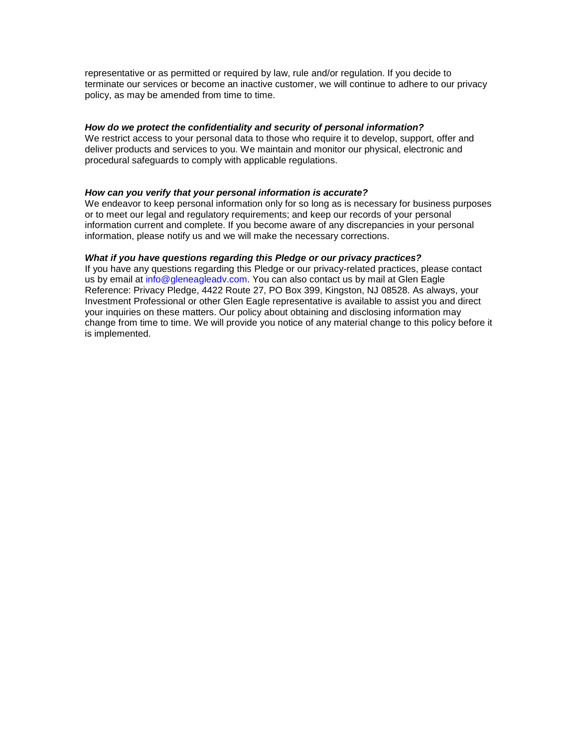representative or as permitted or required by law, rule and/or regulation. If you decide to terminate our services or become an inactive customer, we will continue to adhere to our privacy policy, as may be amended from time to time.

***How do we protect the confidentiality and security of personal information?***

We restrict access to your personal data to those who require it to develop, support, offer and deliver products and services to you. We maintain and monitor our physical, electronic and procedural safeguards to comply with applicable regulations.

***How can you verify that your personal information is accurate?***

We endeavor to keep personal information only for so long as is necessary for business purposes or to meet our legal and regulatory requirements; and keep our records of your personal information current and complete. If you become aware of any discrepancies in your personal information, please notify us and we will make the necessary corrections.

***What if you have questions regarding this Pledge or our privacy practices?***

If you have any questions regarding this Pledge or our privacy-related practices, please contact us by email at info@gleneagleadv.com. You can also contact us by mail at Glen Eagle Reference: Privacy Pledge, 4422 Route 27, PO Box 399, Kingston, NJ 08528. As always, your Investment Professional or other Glen Eagle representative is available to assist you and direct your inquiries on these matters. Our policy about obtaining and disclosing information may change from time to time. We will provide you notice of any material change to this policy before it is implemented.